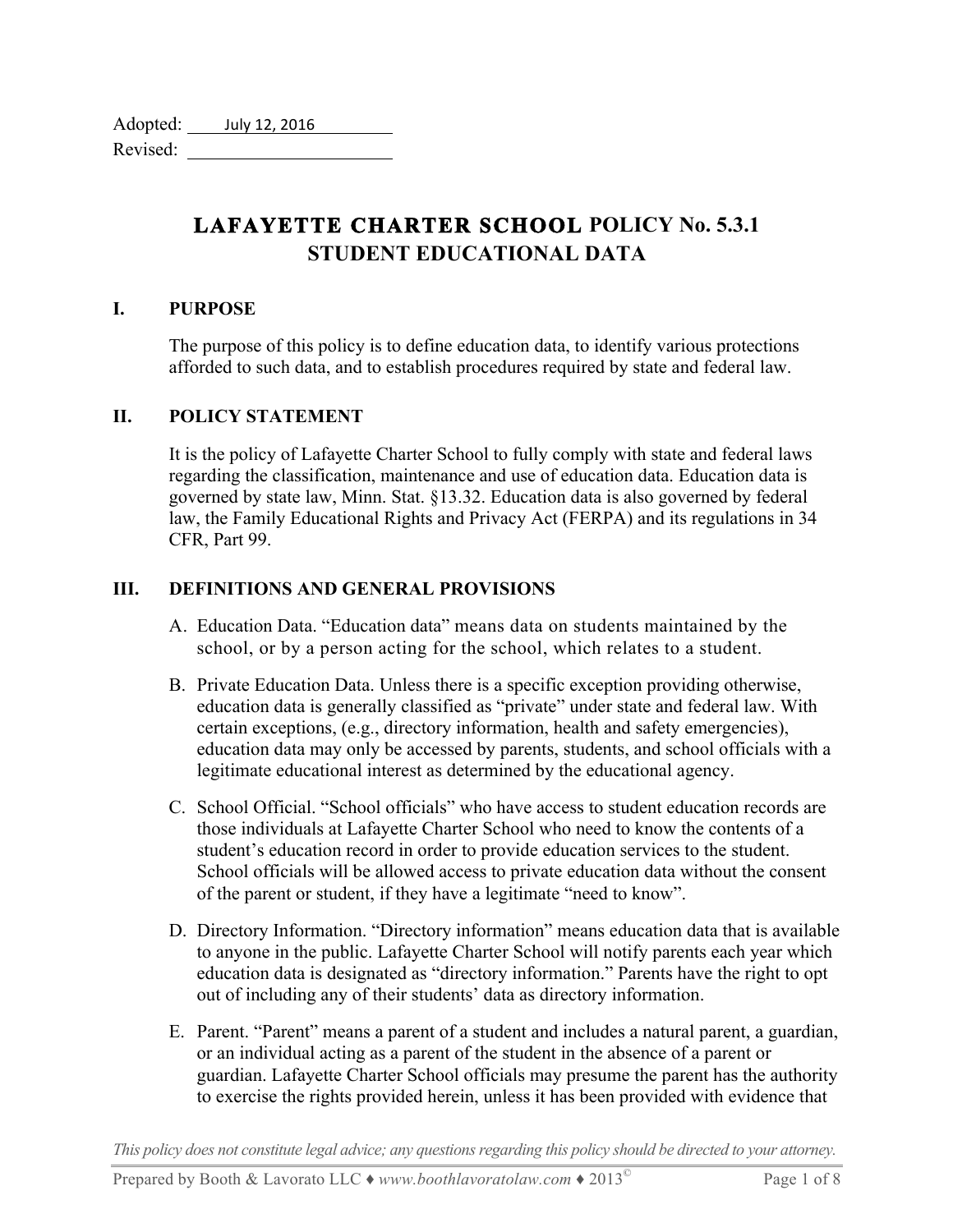Adopted: July 12, 2016

Revised: 

# LAFAYETTE CHARTER SCHOOL POLICY No. 5.3.1 STUDENT EDUCATIONAL DATA

## I. PURPOSE

The purpose of this policy is to define education data, to identify various protections afforded to such data, and to establish procedures required by state and federal law.

## II. POLICY STATEMENT

It is the policy of Lafayette Charter School to fully comply with state and federal laws regarding the classification, maintenance and use of education data. Education data is governed by state law, Minn. Stat. §13.32. Education data is also governed by federal law, the Family Educational Rights and Privacy Act (FERPA) and its regulations in 34 CFR, Part 99.

## III. DEFINITIONS AND GENERAL PROVISIONS

A. Education Data. "Education data" means data on students maintained by the school, or by a person acting for the school, which relates to a student.

B. Private Education Data. Unless there is a specific exception providing otherwise, education data is generally classified as "private" under state and federal law. With certain exceptions, (e.g., directory information, health and safety emergencies), education data may only be accessed by parents, students, and school officials with a legitimate educational interest as determined by the educational agency.

C. School Official. "School officials" who have access to student education records are those individuals at Lafayette Charter School who need to know the contents of a student's education record in order to provide education services to the student. School officials will be allowed access to private education data without the consent of the parent or student, if they have a legitimate "need to know".

D. Directory Information. "Directory information" means education data that is available to anyone in the public. Lafayette Charter School will notify parents each year which education data is designated as "directory information." Parents have the right to opt out of including any of their students' data as directory information.

E. Parent. "Parent" means a parent of a student and includes a natural parent, a guardian, or an individual acting as a parent of the student in the absence of a parent or guardian. Lafayette Charter School officials may presume the parent has the authority to exercise the rights provided herein, unless it has been provided with evidence that

*This policy does not constitute legal advice; any questions regarding this policy should be directed to your attorney.*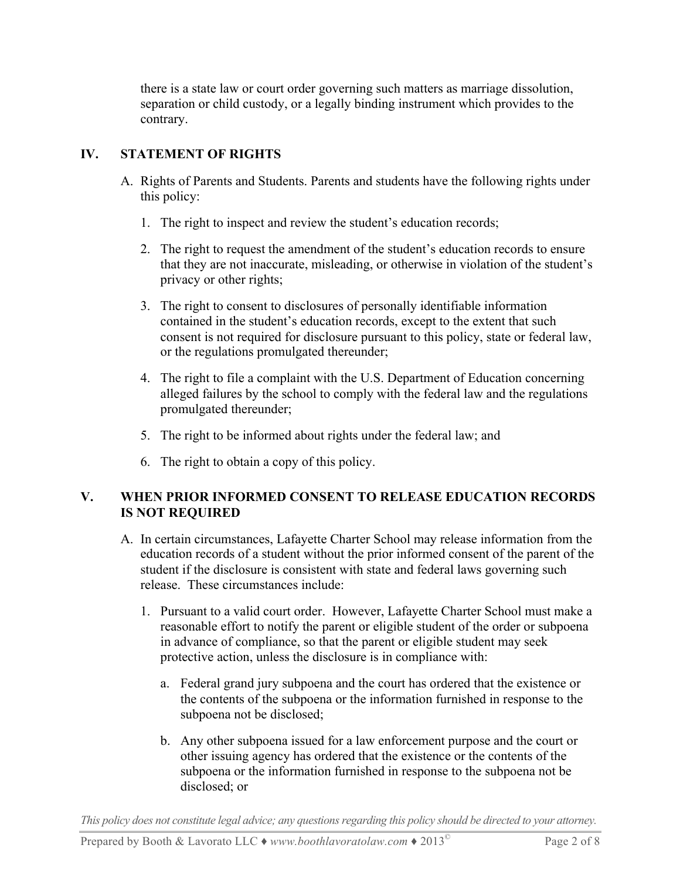there is a state law or court order governing such matters as marriage dissolution, separation or child custody, or a legally binding instrument which provides to the contrary.

## IV. STATEMENT OF RIGHTS

A. Rights of Parents and Students. Parents and students have the following rights under this policy:

1. The right to inspect and review the student's education records;

2. The right to request the amendment of the student's education records to ensure that they are not inaccurate, misleading, or otherwise in violation of the student's privacy or other rights;

3. The right to consent to disclosures of personally identifiable information contained in the student's education records, except to the extent that such consent is not required for disclosure pursuant to this policy, state or federal law, or the regulations promulgated thereunder;

4. The right to file a complaint with the U.S. Department of Education concerning alleged failures by the school to comply with the federal law and the regulations promulgated thereunder;

5. The right to be informed about rights under the federal law; and

6. The right to obtain a copy of this policy.

## V. WHEN PRIOR INFORMED CONSENT TO RELEASE EDUCATION RECORDS IS NOT REQUIRED

A. In certain circumstances, Lafayette Charter School may release information from the education records of a student without the prior informed consent of the parent of the student if the disclosure is consistent with state and federal laws governing such release. These circumstances include:

1. Pursuant to a valid court order. However, Lafayette Charter School must make a reasonable effort to notify the parent or eligible student of the order or subpoena in advance of compliance, so that the parent or eligible student may seek protective action, unless the disclosure is in compliance with:

   a. Federal grand jury subpoena and the court has ordered that the existence or the contents of the subpoena or the information furnished in response to the subpoena not be disclosed;

   b. Any other subpoena issued for a law enforcement purpose and the court or other issuing agency has ordered that the existence or the contents of the subpoena or the information furnished in response to the subpoena not be disclosed; or

*This policy does not constitute legal advice; any questions regarding this policy should be directed to your attorney.*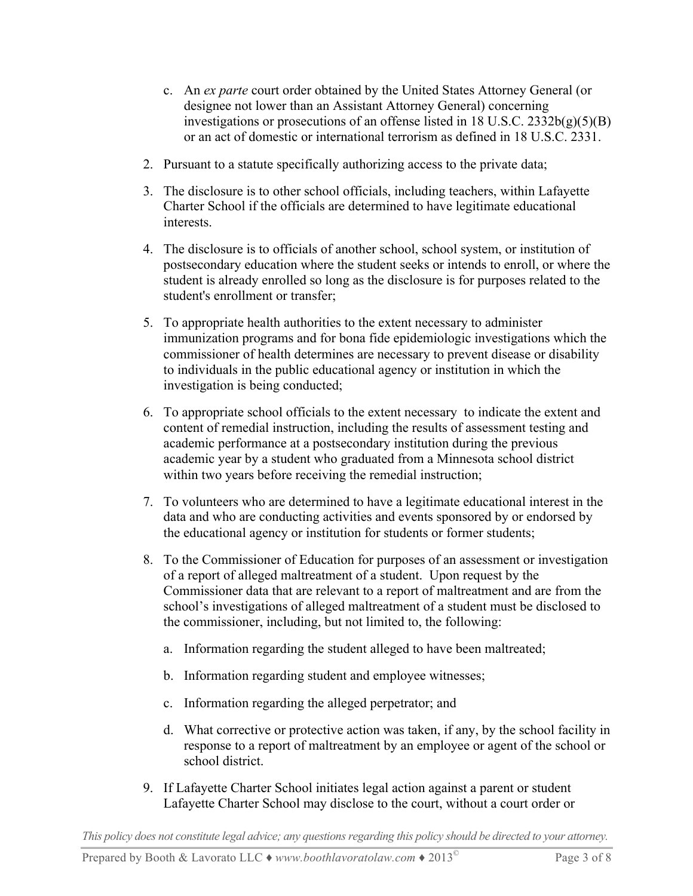c. An *ex parte* court order obtained by the United States Attorney General (or designee not lower than an Assistant Attorney General) concerning investigations or prosecutions of an offense listed in 18 U.S.C. 2332b(g)(5)(B) or an act of domestic or international terrorism as defined in 18 U.S.C. 2331.

2. Pursuant to a statute specifically authorizing access to the private data;

3. The disclosure is to other school officials, including teachers, within Lafayette Charter School if the officials are determined to have legitimate educational interests.

4. The disclosure is to officials of another school, school system, or institution of postsecondary education where the student seeks or intends to enroll, or where the student is already enrolled so long as the disclosure is for purposes related to the student's enrollment or transfer;

5. To appropriate health authorities to the extent necessary to administer immunization programs and for bona fide epidemiologic investigations which the commissioner of health determines are necessary to prevent disease or disability to individuals in the public educational agency or institution in which the investigation is being conducted;

6. To appropriate school officials to the extent necessary to indicate the extent and content of remedial instruction, including the results of assessment testing and academic performance at a postsecondary institution during the previous academic year by a student who graduated from a Minnesota school district within two years before receiving the remedial instruction;

7. To volunteers who are determined to have a legitimate educational interest in the data and who are conducting activities and events sponsored by or endorsed by the educational agency or institution for students or former students;

8. To the Commissioner of Education for purposes of an assessment or investigation of a report of alleged maltreatment of a student. Upon request by the Commissioner data that are relevant to a report of maltreatment and are from the school's investigations of alleged maltreatment of a student must be disclosed to the commissioner, including, but not limited to, the following:

   a. Information regarding the student alleged to have been maltreated;

   b. Information regarding student and employee witnesses;

   c. Information regarding the alleged perpetrator; and

   d. What corrective or protective action was taken, if any, by the school facility in response to a report of maltreatment by an employee or agent of the school or school district.

9. If Lafayette Charter School initiates legal action against a parent or student Lafayette Charter School may disclose to the court, without a court order or

*This policy does not constitute legal advice; any questions regarding this policy should be directed to your attorney.*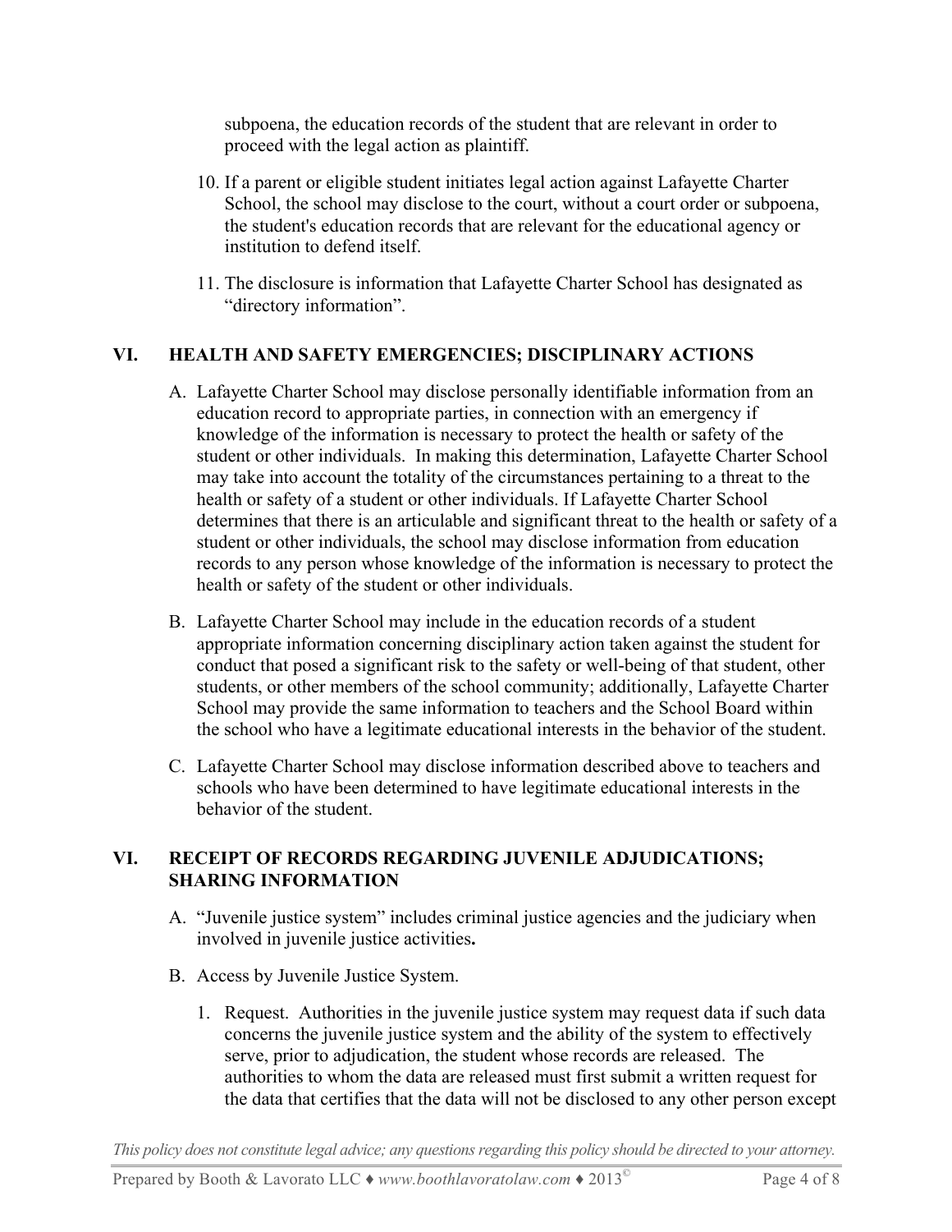subpoena, the education records of the student that are relevant in order to proceed with the legal action as plaintiff.

10. If a parent or eligible student initiates legal action against Lafayette Charter School, the school may disclose to the court, without a court order or subpoena, the student's education records that are relevant for the educational agency or institution to defend itself.

11. The disclosure is information that Lafayette Charter School has designated as "directory information".

## VI. HEALTH AND SAFETY EMERGENCIES; DISCIPLINARY ACTIONS

A. Lafayette Charter School may disclose personally identifiable information from an education record to appropriate parties, in connection with an emergency if knowledge of the information is necessary to protect the health or safety of the student or other individuals. In making this determination, Lafayette Charter School may take into account the totality of the circumstances pertaining to a threat to the health or safety of a student or other individuals. If Lafayette Charter School determines that there is an articulable and significant threat to the health or safety of a student or other individuals, the school may disclose information from education records to any person whose knowledge of the information is necessary to protect the health or safety of the student or other individuals.

B. Lafayette Charter School may include in the education records of a student appropriate information concerning disciplinary action taken against the student for conduct that posed a significant risk to the safety or well-being of that student, other students, or other members of the school community; additionally, Lafayette Charter School may provide the same information to teachers and the School Board within the school who have a legitimate educational interests in the behavior of the student.

C. Lafayette Charter School may disclose information described above to teachers and schools who have been determined to have legitimate educational interests in the behavior of the student.

## VI. RECEIPT OF RECORDS REGARDING JUVENILE ADJUDICATIONS; SHARING INFORMATION

A. "Juvenile justice system" includes criminal justice agencies and the judiciary when involved in juvenile justice activities**.**

B. Access by Juvenile Justice System.

   1. Request. Authorities in the juvenile justice system may request data if such data concerns the juvenile justice system and the ability of the system to effectively serve, prior to adjudication, the student whose records are released. The authorities to whom the data are released must first submit a written request for the data that certifies that the data will not be disclosed to any other person except

*This policy does not constitute legal advice; any questions regarding this policy should be directed to your attorney.*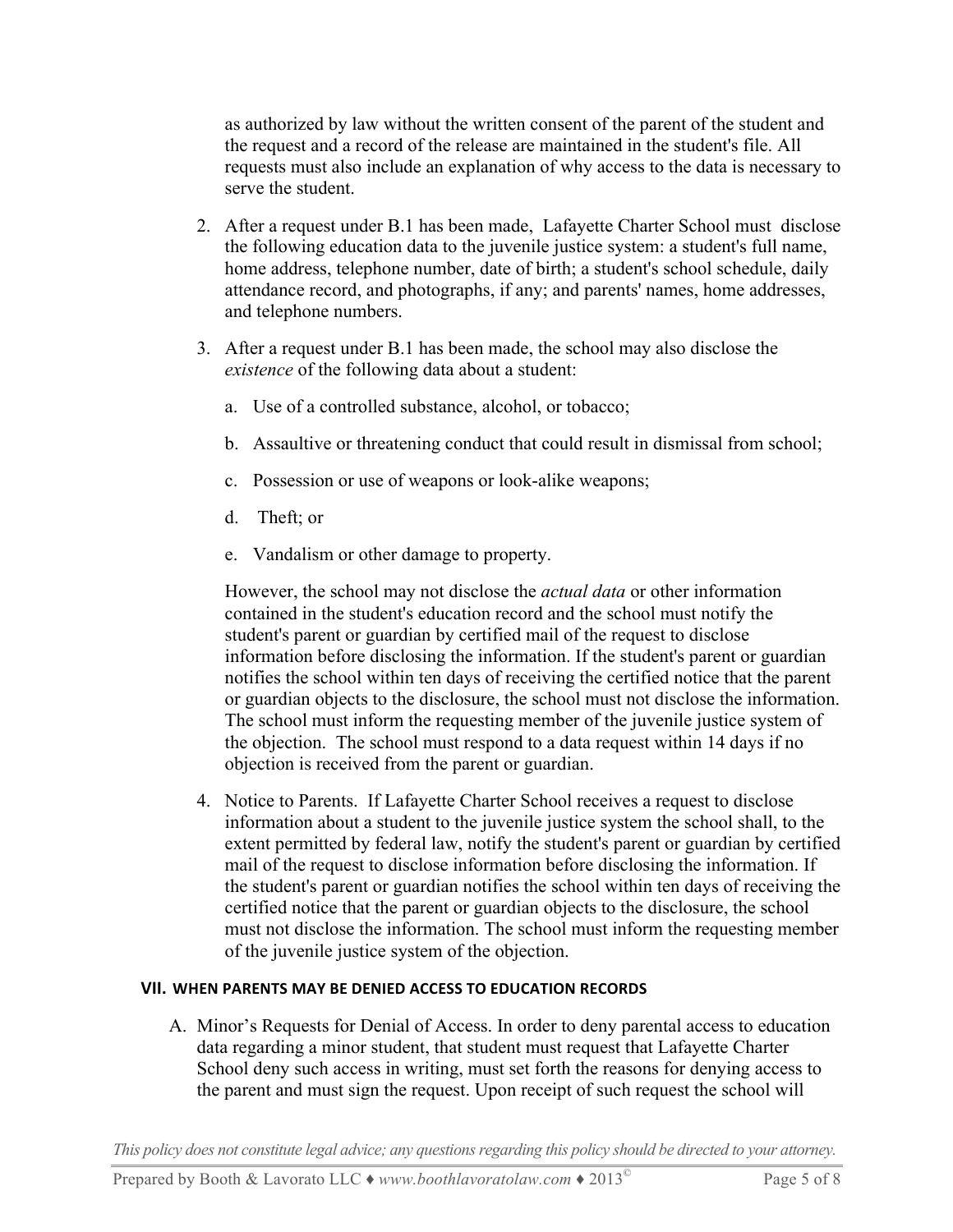as authorized by law without the written consent of the parent of the student and the request and a record of the release are maintained in the student's file. All requests must also include an explanation of why access to the data is necessary to serve the student.

2. After a request under B.1 has been made, Lafayette Charter School must disclose the following education data to the juvenile justice system: a student's full name, home address, telephone number, date of birth; a student's school schedule, daily attendance record, and photographs, if any; and parents' names, home addresses, and telephone numbers.

3. After a request under B.1 has been made, the school may also disclose the *existence* of the following data about a student:

   a. Use of a controlled substance, alcohol, or tobacco;

   b. Assaultive or threatening conduct that could result in dismissal from school;

   c. Possession or use of weapons or look-alike weapons;

   d. Theft; or

   e. Vandalism or other damage to property.

   However, the school may not disclose the *actual data* or other information contained in the student's education record and the school must notify the student's parent or guardian by certified mail of the request to disclose information before disclosing the information. If the student's parent or guardian notifies the school within ten days of receiving the certified notice that the parent or guardian objects to the disclosure, the school must not disclose the information. The school must inform the requesting member of the juvenile justice system of the objection. The school must respond to a data request within 14 days if no objection is received from the parent or guardian.

4. Notice to Parents. If Lafayette Charter School receives a request to disclose information about a student to the juvenile justice system the school shall, to the extent permitted by federal law, notify the student's parent or guardian by certified mail of the request to disclose information before disclosing the information. If the student's parent or guardian notifies the school within ten days of receiving the certified notice that the parent or guardian objects to the disclosure, the school must not disclose the information. The school must inform the requesting member of the juvenile justice system of the objection.

## VII. WHEN PARENTS MAY BE DENIED ACCESS TO EDUCATION RECORDS

A. Minor's Requests for Denial of Access. In order to deny parental access to education data regarding a minor student, that student must request that Lafayette Charter School deny such access in writing, must set forth the reasons for denying access to the parent and must sign the request. Upon receipt of such request the school will

*This policy does not constitute legal advice; any questions regarding this policy should be directed to your attorney.*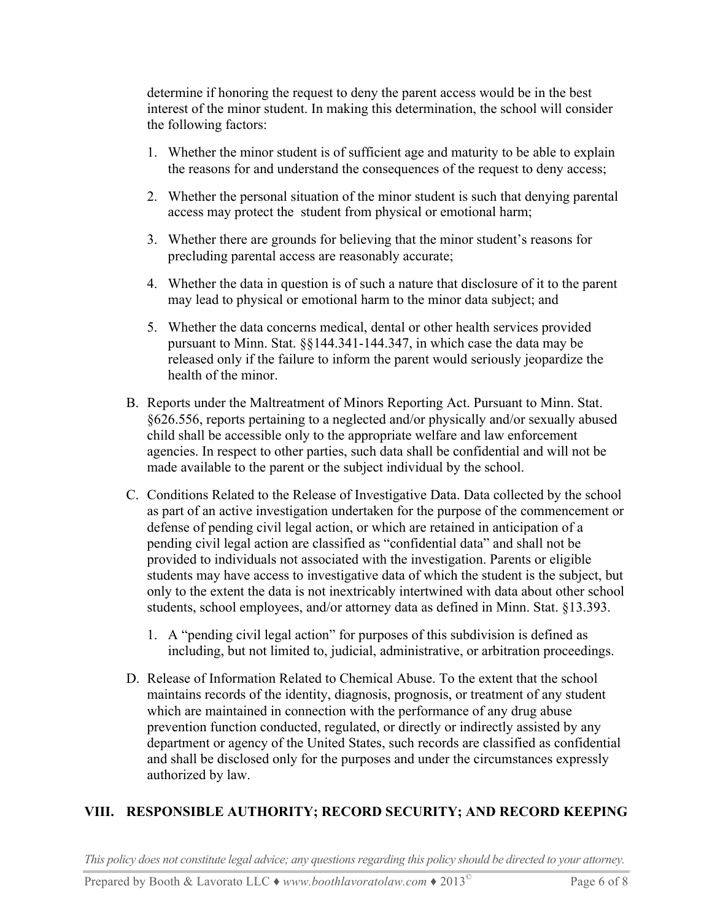determine if honoring the request to deny the parent access would be in the best interest of the minor student. In making this determination, the school will consider the following factors:

1. Whether the minor student is of sufficient age and maturity to be able to explain the reasons for and understand the consequences of the request to deny access;
2. Whether the personal situation of the minor student is such that denying parental access may protect the student from physical or emotional harm;
3. Whether there are grounds for believing that the minor student's reasons for precluding parental access are reasonably accurate;
4. Whether the data in question is of such a nature that disclosure of it to the parent may lead to physical or emotional harm to the minor data subject; and
5. Whether the data concerns medical, dental or other health services provided pursuant to Minn. Stat. §§144.341-144.347, in which case the data may be released only if the failure to inform the parent would seriously jeopardize the health of the minor.

B. Reports under the Maltreatment of Minors Reporting Act. Pursuant to Minn. Stat. §626.556, reports pertaining to a neglected and/or physically and/or sexually abused child shall be accessible only to the appropriate welfare and law enforcement agencies. In respect to other parties, such data shall be confidential and will not be made available to the parent or the subject individual by the school.

C. Conditions Related to the Release of Investigative Data. Data collected by the school as part of an active investigation undertaken for the purpose of the commencement or defense of pending civil legal action, or which are retained in anticipation of a pending civil legal action are classified as "confidential data" and shall not be provided to individuals not associated with the investigation. Parents or eligible students may have access to investigative data of which the student is the subject, but only to the extent the data is not inextricably intertwined with data about other school students, school employees, and/or attorney data as defined in Minn. Stat. §13.393.

   1. A "pending civil legal action" for purposes of this subdivision is defined as including, but not limited to, judicial, administrative, or arbitration proceedings.

D. Release of Information Related to Chemical Abuse. To the extent that the school maintains records of the identity, diagnosis, prognosis, or treatment of any student which are maintained in connection with the performance of any drug abuse prevention function conducted, regulated, or directly or indirectly assisted by any department or agency of the United States, such records are classified as confidential and shall be disclosed only for the purposes and under the circumstances expressly authorized by law.

## VIII. RESPONSIBLE AUTHORITY; RECORD SECURITY; AND RECORD KEEPING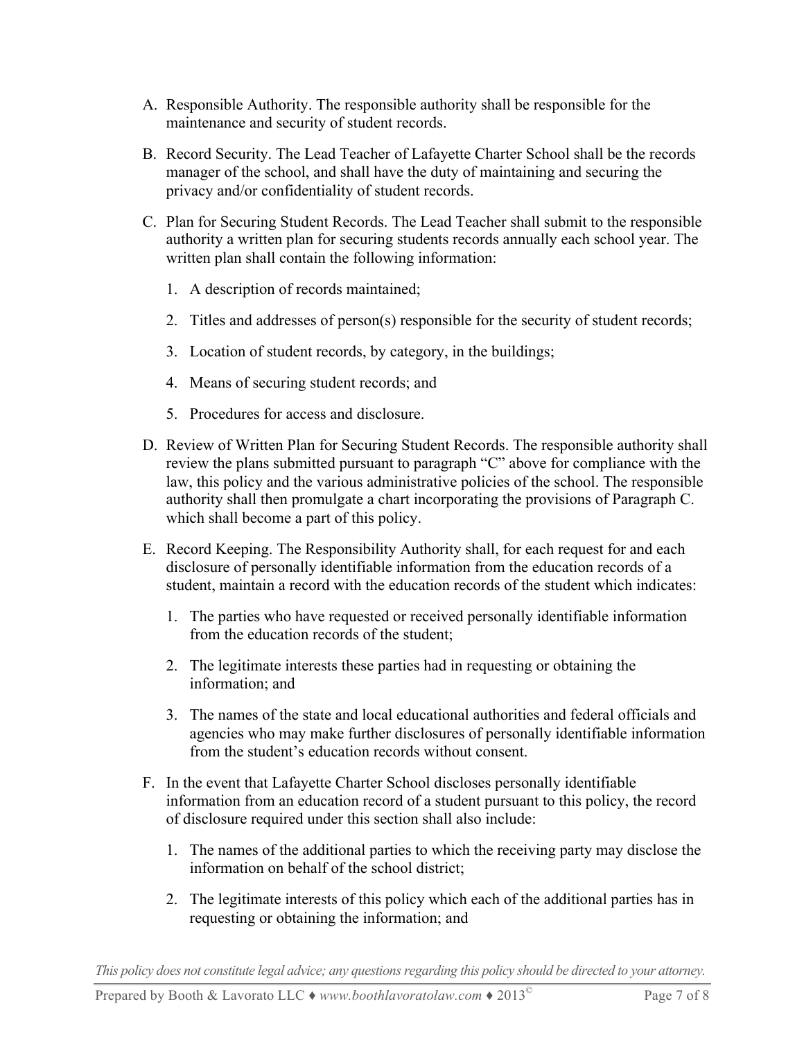A. Responsible Authority. The responsible authority shall be responsible for the maintenance and security of student records.

B. Record Security. The Lead Teacher of Lafayette Charter School shall be the records manager of the school, and shall have the duty of maintaining and securing the privacy and/or confidentiality of student records.

C. Plan for Securing Student Records. The Lead Teacher shall submit to the responsible authority a written plan for securing students records annually each school year. The written plan shall contain the following information:

   1. A description of records maintained;

   2. Titles and addresses of person(s) responsible for the security of student records;

   3. Location of student records, by category, in the buildings;

   4. Means of securing student records; and

   5. Procedures for access and disclosure.

D. Review of Written Plan for Securing Student Records. The responsible authority shall review the plans submitted pursuant to paragraph "C" above for compliance with the law, this policy and the various administrative policies of the school. The responsible authority shall then promulgate a chart incorporating the provisions of Paragraph C. which shall become a part of this policy.

E. Record Keeping. The Responsibility Authority shall, for each request for and each disclosure of personally identifiable information from the education records of a student, maintain a record with the education records of the student which indicates:

   1. The parties who have requested or received personally identifiable information from the education records of the student;

   2. The legitimate interests these parties had in requesting or obtaining the information; and

   3. The names of the state and local educational authorities and federal officials and agencies who may make further disclosures of personally identifiable information from the student's education records without consent.

F. In the event that Lafayette Charter School discloses personally identifiable information from an education record of a student pursuant to this policy, the record of disclosure required under this section shall also include:

   1. The names of the additional parties to which the receiving party may disclose the information on behalf of the school district;

   2. The legitimate interests of this policy which each of the additional parties has in requesting or obtaining the information; and

*This policy does not constitute legal advice; any questions regarding this policy should be directed to your attorney.*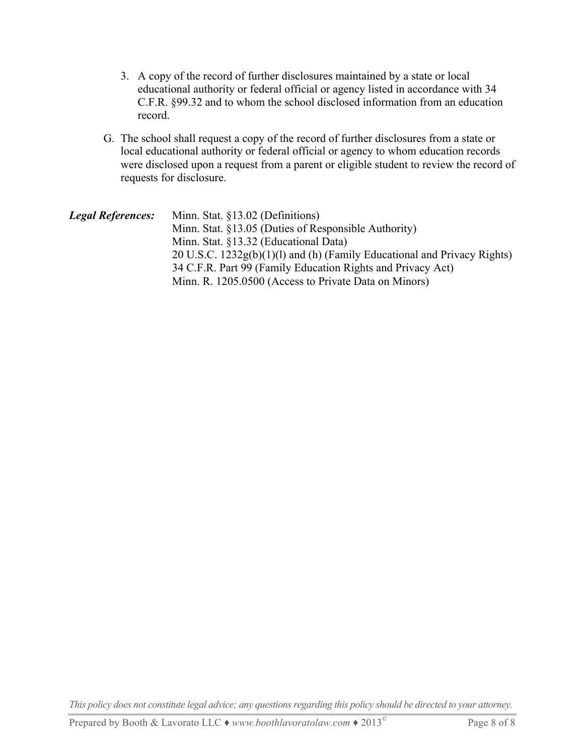3. A copy of the record of further disclosures maintained by a state or local educational authority or federal official or agency listed in accordance with 34 C.F.R. §99.32 and to whom the school disclosed information from an education record.

G. The school shall request a copy of the record of further disclosures from a state or local educational authority or federal official or agency to whom education records were disclosed upon a request from a parent or eligible student to review the record of requests for disclosure.

***Legal References:***
Minn. Stat. §13.02 (Definitions)
Minn. Stat. §13.05 (Duties of Responsible Authority)
Minn. Stat. §13.32 (Educational Data)
20 U.S.C. 1232g(b)(1)(l) and (h) (Family Educational and Privacy Rights)
34 C.F.R. Part 99 (Family Education Rights and Privacy Act)
Minn. R. 1205.0500 (Access to Private Data on Minors)

*This policy does not constitute legal advice; any questions regarding this policy should be directed to your attorney.*